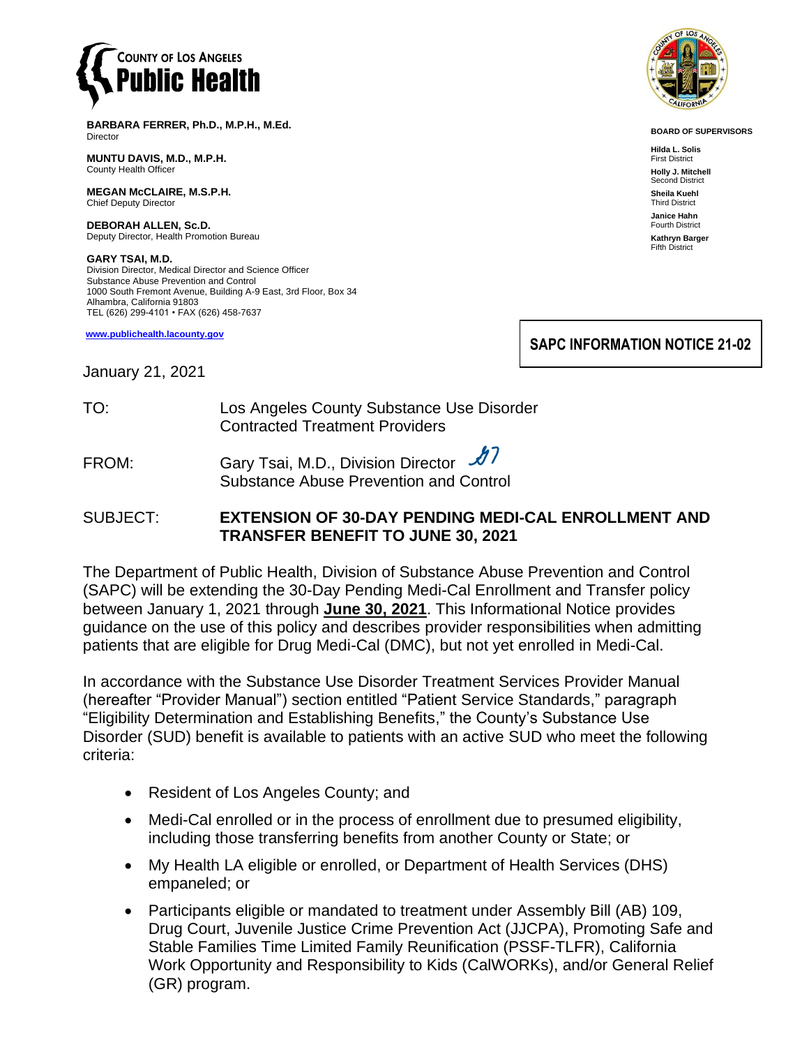COUNTY OF LOS ANGELES
**Public Health**

**BARBARA FERRER, Ph.D., M.P.H., M.Ed.**
Director

**MUNTU DAVIS, M.D., M.P.H.**
County Health Officer

**MEGAN McCLAIRE, M.S.P.H.**
Chief Deputy Director

**DEBORAH ALLEN, Sc.D.**
Deputy Director, Health Promotion Bureau

**GARY TSAI, M.D.**
Division Director, Medical Director and Science Officer
Substance Abuse Prevention and Control
1000 South Fremont Avenue, Building A-9 East, 3rd Floor, Box 34
Alhambra, California 91803
TEL (626) 299-4101 • FAX (626) 458-7637

**www.publichealth.lacounty.gov**

**BOARD OF SUPERVISORS**

**Hilda L. Solis**
First District

**Holly J. Mitchell**
Second District

**Sheila Kuehl**
Third District

**Janice Hahn**
Fourth District

**Kathryn Barger**
Fifth District

**SAPC INFORMATION NOTICE 21-02**

January 21, 2021

TO: Los Angeles County Substance Use Disorder Contracted Treatment Providers

FROM: Gary Tsai, M.D., Division Director
Substance Abuse Prevention and Control

SUBJECT: **EXTENSION OF 30-DAY PENDING MEDI-CAL ENROLLMENT AND TRANSFER BENEFIT TO JUNE 30, 2021**

The Department of Public Health, Division of Substance Abuse Prevention and Control (SAPC) will be extending the 30-Day Pending Medi-Cal Enrollment and Transfer policy between January 1, 2021 through **June 30, 2021**. This Informational Notice provides guidance on the use of this policy and describes provider responsibilities when admitting patients that are eligible for Drug Medi-Cal (DMC), but not yet enrolled in Medi-Cal.

In accordance with the Substance Use Disorder Treatment Services Provider Manual (hereafter "Provider Manual") section entitled "Patient Service Standards," paragraph "Eligibility Determination and Establishing Benefits," the County's Substance Use Disorder (SUD) benefit is available to patients with an active SUD who meet the following criteria:

- Resident of Los Angeles County; and
- Medi-Cal enrolled or in the process of enrollment due to presumed eligibility, including those transferring benefits from another County or State; or
- My Health LA eligible or enrolled, or Department of Health Services (DHS) empaneled; or
- Participants eligible or mandated to treatment under Assembly Bill (AB) 109, Drug Court, Juvenile Justice Crime Prevention Act (JJCPA), Promoting Safe and Stable Families Time Limited Family Reunification (PSSF-TLFR), California Work Opportunity and Responsibility to Kids (CalWORKs), and/or General Relief (GR) program.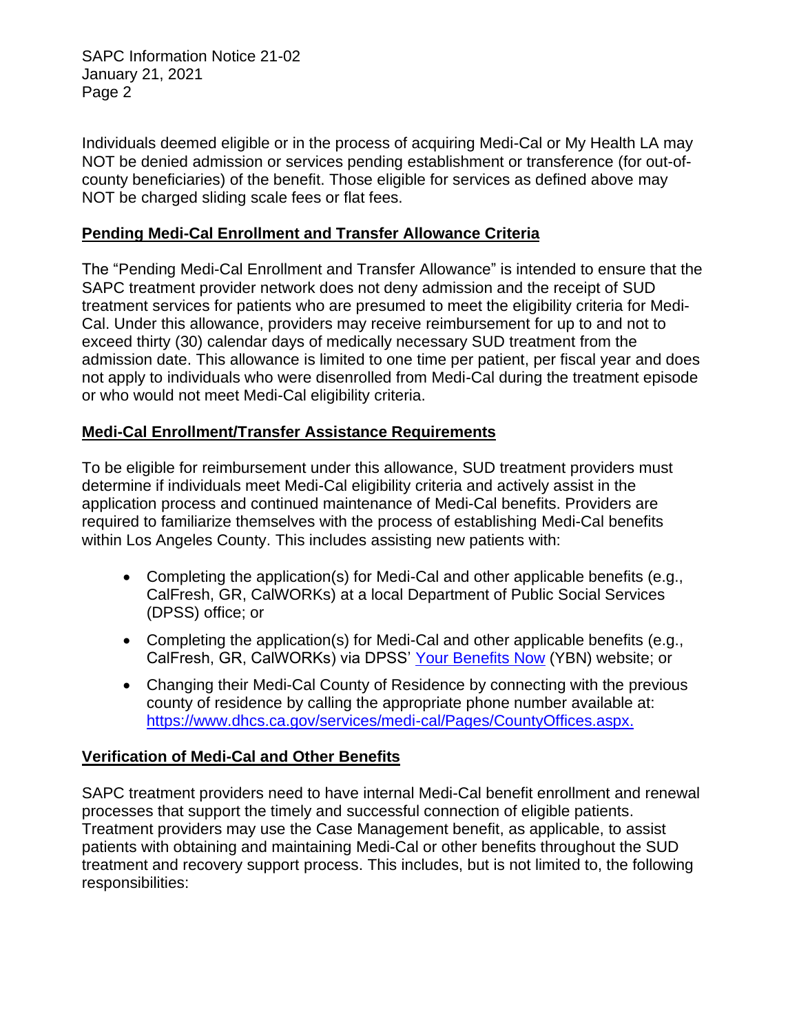Individuals deemed eligible or in the process of acquiring Medi-Cal or My Health LA may NOT be denied admission or services pending establishment or transference (for out-of-county beneficiaries) of the benefit. Those eligible for services as defined above may NOT be charged sliding scale fees or flat fees.

## Pending Medi-Cal Enrollment and Transfer Allowance Criteria

The "Pending Medi-Cal Enrollment and Transfer Allowance" is intended to ensure that the SAPC treatment provider network does not deny admission and the receipt of SUD treatment services for patients who are presumed to meet the eligibility criteria for Medi-Cal. Under this allowance, providers may receive reimbursement for up to and not to exceed thirty (30) calendar days of medically necessary SUD treatment from the admission date. This allowance is limited to one time per patient, per fiscal year and does not apply to individuals who were disenrolled from Medi-Cal during the treatment episode or who would not meet Medi-Cal eligibility criteria.

## Medi-Cal Enrollment/Transfer Assistance Requirements

To be eligible for reimbursement under this allowance, SUD treatment providers must determine if individuals meet Medi-Cal eligibility criteria and actively assist in the application process and continued maintenance of Medi-Cal benefits. Providers are required to familiarize themselves with the process of establishing Medi-Cal benefits within Los Angeles County. This includes assisting new patients with:

- Completing the application(s) for Medi-Cal and other applicable benefits (e.g., CalFresh, GR, CalWORKs) at a local Department of Public Social Services (DPSS) office; or
- Completing the application(s) for Medi-Cal and other applicable benefits (e.g., CalFresh, GR, CalWORKs) via DPSS' Your Benefits Now (YBN) website; or
- Changing their Medi-Cal County of Residence by connecting with the previous county of residence by calling the appropriate phone number available at: https://www.dhcs.ca.gov/services/medi-cal/Pages/CountyOffices.aspx.

## Verification of Medi-Cal and Other Benefits

SAPC treatment providers need to have internal Medi-Cal benefit enrollment and renewal processes that support the timely and successful connection of eligible patients. Treatment providers may use the Case Management benefit, as applicable, to assist patients with obtaining and maintaining Medi-Cal or other benefits throughout the SUD treatment and recovery support process. This includes, but is not limited to, the following responsibilities: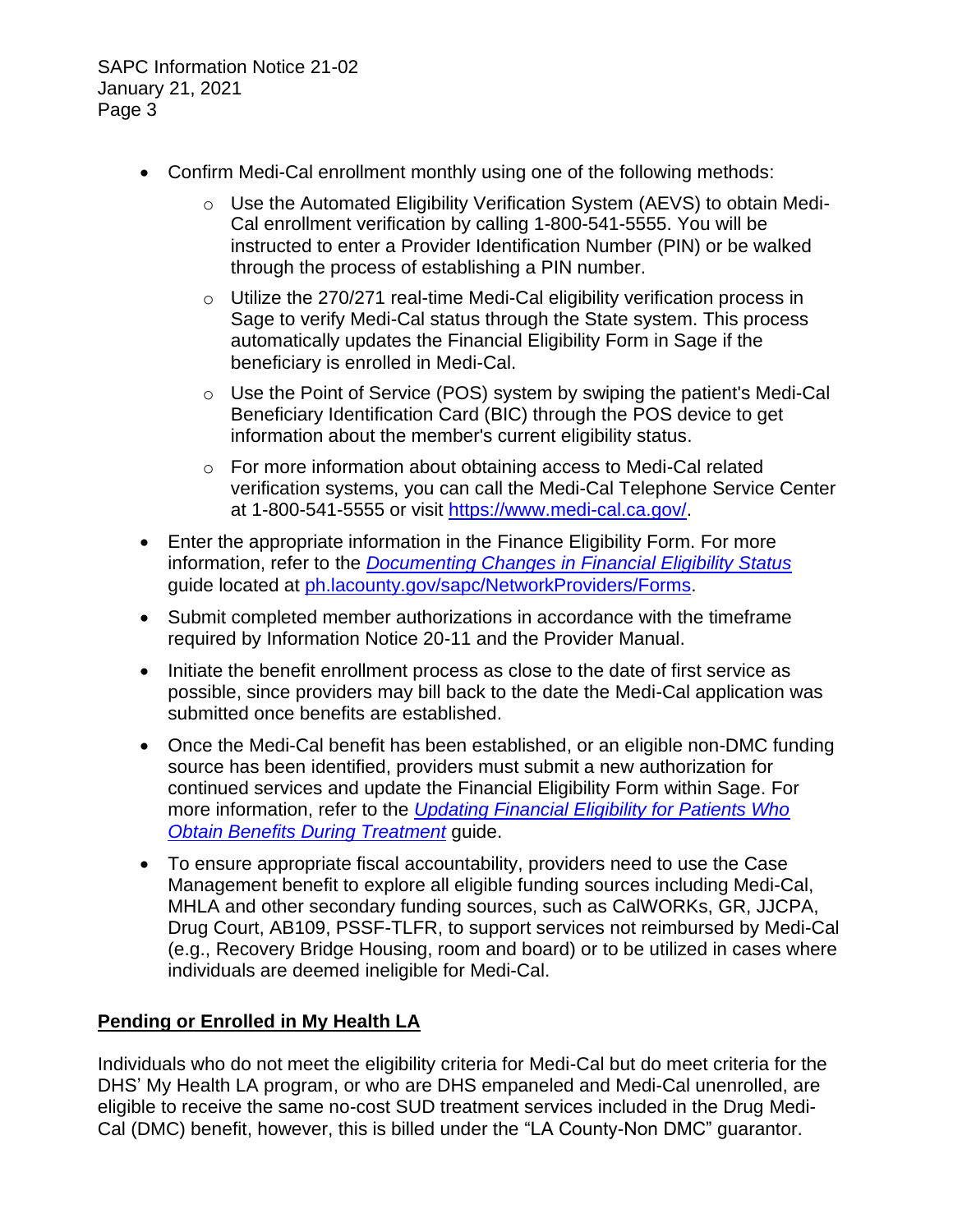- Confirm Medi-Cal enrollment monthly using one of the following methods:
  - Use the Automated Eligibility Verification System (AEVS) to obtain Medi-Cal enrollment verification by calling 1-800-541-5555. You will be instructed to enter a Provider Identification Number (PIN) or be walked through the process of establishing a PIN number.
  - Utilize the 270/271 real-time Medi-Cal eligibility verification process in Sage to verify Medi-Cal status through the State system. This process automatically updates the Financial Eligibility Form in Sage if the beneficiary is enrolled in Medi-Cal.
  - Use the Point of Service (POS) system by swiping the patient's Medi-Cal Beneficiary Identification Card (BIC) through the POS device to get information about the member's current eligibility status.
  - For more information about obtaining access to Medi-Cal related verification systems, you can call the Medi-Cal Telephone Service Center at 1-800-541-5555 or visit https://www.medi-cal.ca.gov/.
- Enter the appropriate information in the Finance Eligibility Form. For more information, refer to the *Documenting Changes in Financial Eligibility Status* guide located at ph.lacounty.gov/sapc/NetworkProviders/Forms.
- Submit completed member authorizations in accordance with the timeframe required by Information Notice 20-11 and the Provider Manual.
- Initiate the benefit enrollment process as close to the date of first service as possible, since providers may bill back to the date the Medi-Cal application was submitted once benefits are established.
- Once the Medi-Cal benefit has been established, or an eligible non-DMC funding source has been identified, providers must submit a new authorization for continued services and update the Financial Eligibility Form within Sage. For more information, refer to the *Updating Financial Eligibility for Patients Who Obtain Benefits During Treatment* guide.
- To ensure appropriate fiscal accountability, providers need to use the Case Management benefit to explore all eligible funding sources including Medi-Cal, MHLA and other secondary funding sources, such as CalWORKs, GR, JJCPA, Drug Court, AB109, PSSF-TLFR, to support services not reimbursed by Medi-Cal (e.g., Recovery Bridge Housing, room and board) or to be utilized in cases where individuals are deemed ineligible for Medi-Cal.

**Pending or Enrolled in My Health LA**

Individuals who do not meet the eligibility criteria for Medi-Cal but do meet criteria for the DHS' My Health LA program, or who are DHS empaneled and Medi-Cal unenrolled, are eligible to receive the same no-cost SUD treatment services included in the Drug Medi-Cal (DMC) benefit, however, this is billed under the "LA County-Non DMC" guarantor.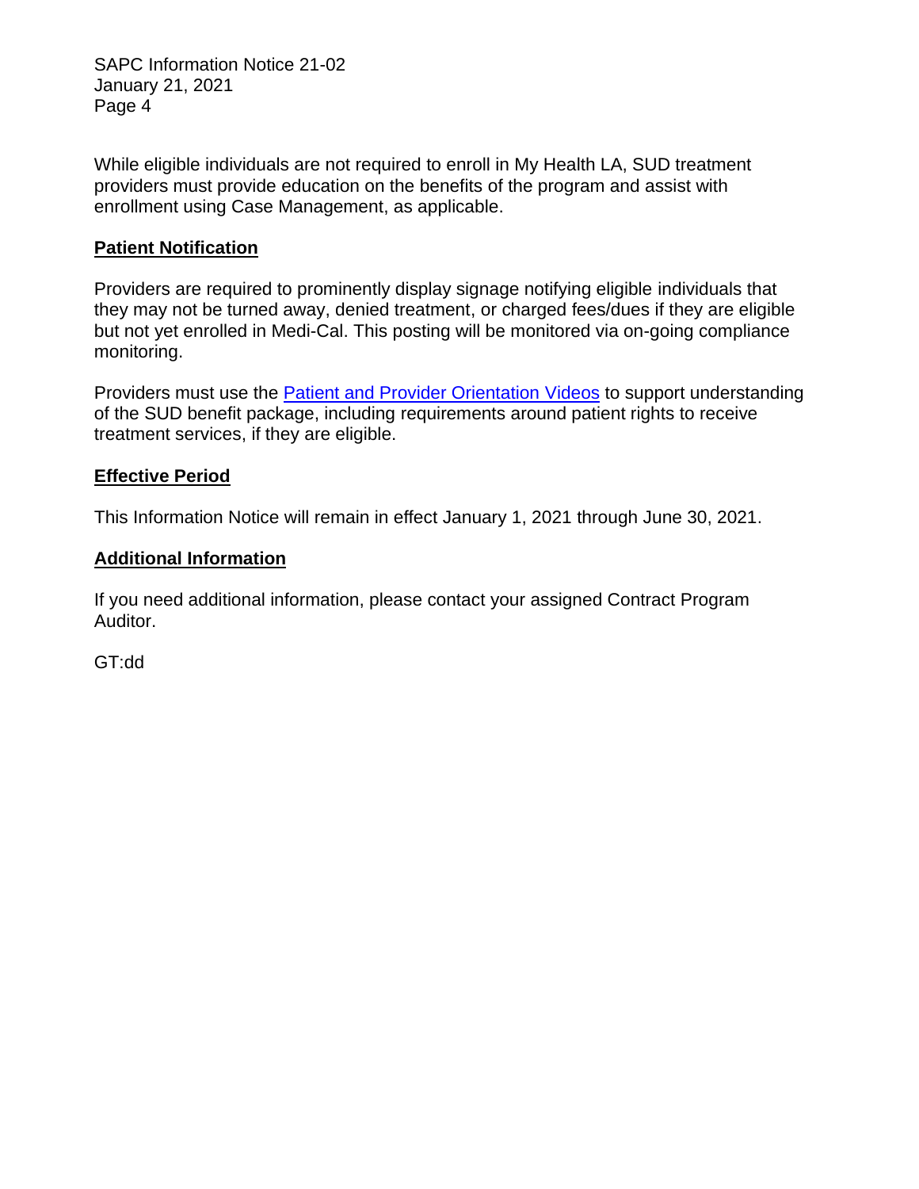While eligible individuals are not required to enroll in My Health LA, SUD treatment providers must provide education on the benefits of the program and assist with enrollment using Case Management, as applicable.

## Patient Notification

Providers are required to prominently display signage notifying eligible individuals that they may not be turned away, denied treatment, or charged fees/dues if they are eligible but not yet enrolled in Medi-Cal. This posting will be monitored via on-going compliance monitoring.

Providers must use the Patient and Provider Orientation Videos to support understanding of the SUD benefit package, including requirements around patient rights to receive treatment services, if they are eligible.

## Effective Period

This Information Notice will remain in effect January 1, 2021 through June 30, 2021.

## Additional Information

If you need additional information, please contact your assigned Contract Program Auditor.

GT:dd